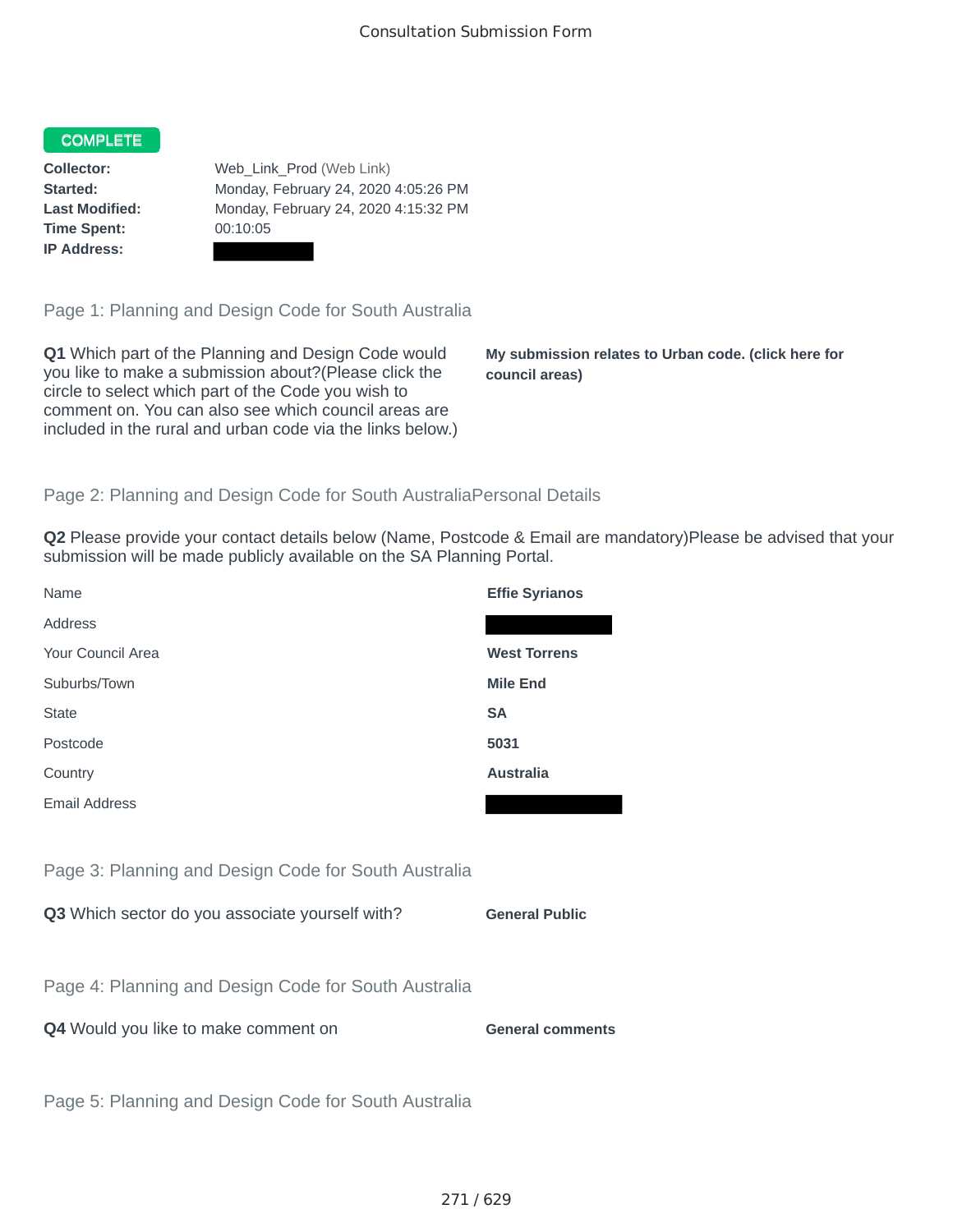# Consultation Submission Form

**COMPLETE**

| | |
|---|---|
| **Collector:** | Web_Link_Prod (Web Link) |
| **Started:** | Monday, February 24, 2020 4:05:26 PM |
| **Last Modified:** | Monday, February 24, 2020 4:15:32 PM |
| **Time Spent:** | 00:10:05 |
| **IP Address:** | |

## Page 1: Planning and Design Code for South Australia

**Q1** Which part of the Planning and Design Code would you like to make a submission about?(Please click the circle to select which part of the Code you wish to comment on. You can also see which council areas are included in the rural and urban code via the links below.)

**My submission relates to Urban code. (click here for council areas)**

## Page 2: Planning and Design Code for South AustraliaPersonal Details

**Q2** Please provide your contact details below (Name, Postcode & Email are mandatory)Please be advised that your submission will be made publicly available on the SA Planning Portal.

| | |
|---|---|
| Name | **Effie Syrianos** |
| Address | |
| Your Council Area | **West Torrens** |
| Suburbs/Town | **Mile End** |
| State | **SA** |
| Postcode | **5031** |
| Country | **Australia** |
| Email Address | |

## Page 3: Planning and Design Code for South Australia

**Q3** Which sector do you associate yourself with?

**General Public**

## Page 4: Planning and Design Code for South Australia

**Q4** Would you like to make comment on

**General comments**

## Page 5: Planning and Design Code for South Australia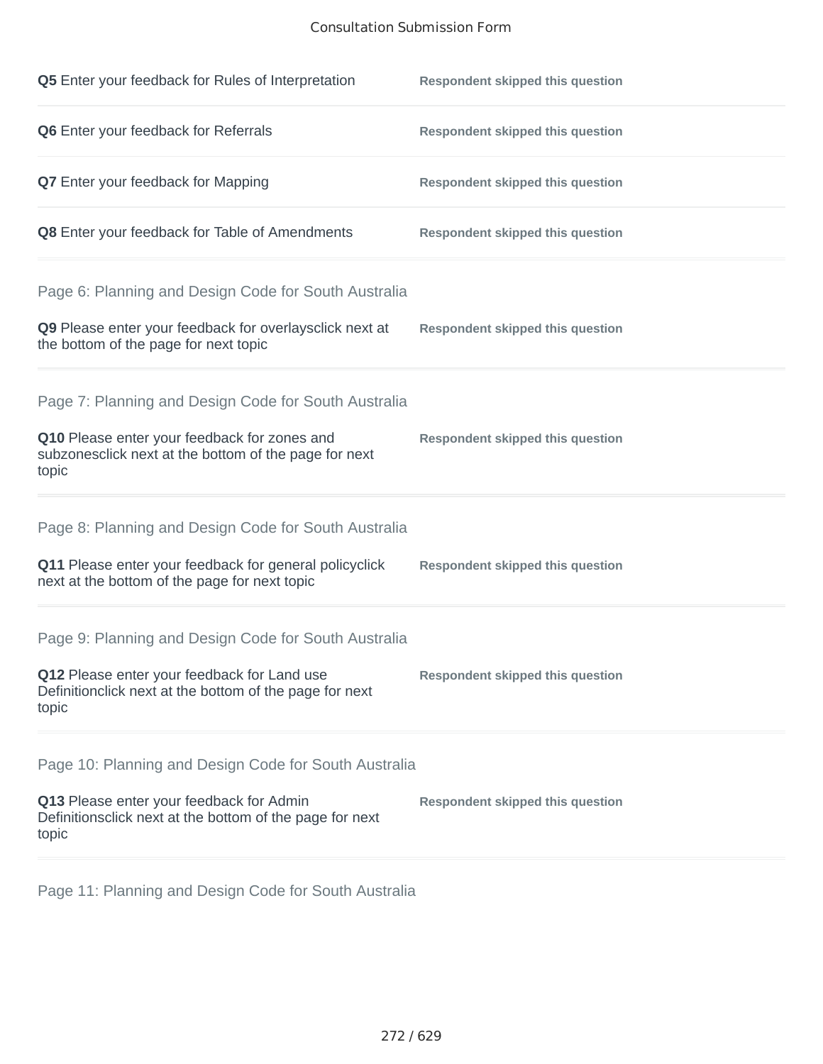**Q5** Enter your feedback for Rules of Interpretation — **Respondent skipped this question**

**Q6** Enter your feedback for Referrals — **Respondent skipped this question**

**Q7** Enter your feedback for Mapping — **Respondent skipped this question**

**Q8** Enter your feedback for Table of Amendments — **Respondent skipped this question**

## Page 6: Planning and Design Code for South Australia

**Q9** Please enter your feedback for overlaysclick next at the bottom of the page for next topic — **Respondent skipped this question**

## Page 7: Planning and Design Code for South Australia

**Q10** Please enter your feedback for zones and subzonesclick next at the bottom of the page for next topic — **Respondent skipped this question**

## Page 8: Planning and Design Code for South Australia

**Q11** Please enter your feedback for general policyclick next at the bottom of the page for next topic — **Respondent skipped this question**

## Page 9: Planning and Design Code for South Australia

**Q12** Please enter your feedback for Land use Definitionclick next at the bottom of the page for next topic — **Respondent skipped this question**

## Page 10: Planning and Design Code for South Australia

**Q13** Please enter your feedback for Admin Definitionsclick next at the bottom of the page for next topic — **Respondent skipped this question**

## Page 11: Planning and Design Code for South Australia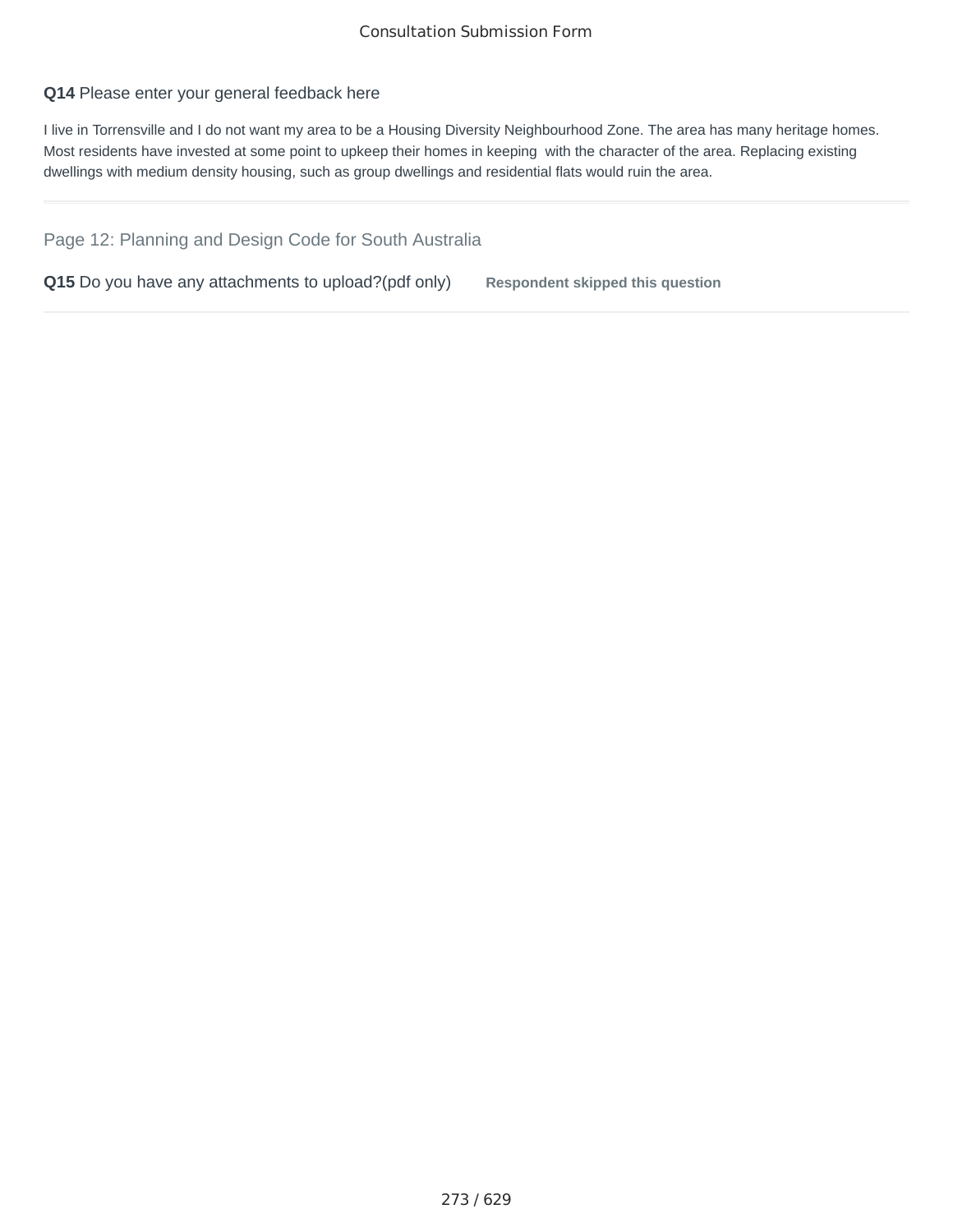**Q14** Please enter your general feedback here

I live in Torrensville and I do not want my area to be a Housing Diversity Neighbourhood Zone. The area has many heritage homes. Most residents have invested at some point to upkeep their homes in keeping with the character of the area. Replacing existing dwellings with medium density housing, such as group dwellings and residential flats would ruin the area.

---

## Page 12: Planning and Design Code for South Australia

**Q15** Do you have any attachments to upload?(pdf only) **Respondent skipped this question**